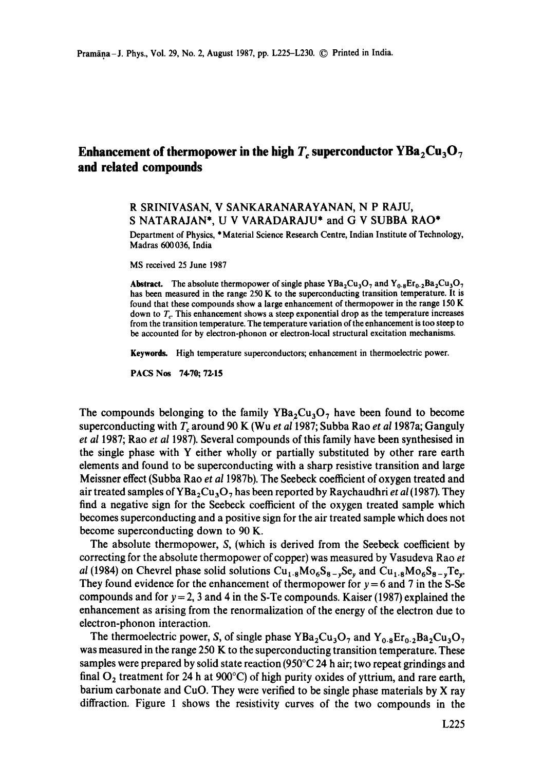# Enhancement of thermopower in the high $T_c$ superconductor $YBa_2Cu_3O_7$ and related compounds

R SRINIVASAN, V SANKARANARAYANAN, N P RAJU, S NATARAJAN*, U V VARADARAJU* and G V SUBBA RAO*

Department of Physics, *Material Science Research Centre, Indian Institute of Technology, Madras 600036, India

MS received 25 June 1987

**Abstract.** The absolute thermopower of single phase $YBa_2Cu_3O_7$ and $Y_{0.8}Er_{0.2}Ba_2Cu_3O_7$ has been measured in the range 250 K to the superconducting transition temperature. It is found that these compounds show a large enhancement of thermopower in the range 150 K down to $T_c$. This enhancement shows a steep exponential drop as the temperature increases from the transition temperature. The temperature variation of the enhancement is too steep to be accounted for by electron-phonon or electron-local structural excitation mechanisms.

**Keywords.** High temperature superconductors; enhancement in thermoelectric power.

**PACS Nos** 74·70; 72·15

The compounds belonging to the family $YBa_2Cu_3O_7$ have been found to become superconducting with $T_c$ around 90 K (Wu *et al* 1987; Subba Rao *et al* 1987a; Ganguly *et al* 1987; Rao *et al* 1987). Several compounds of this family have been synthesised in the single phase with Y either wholly or partially substituted by other rare earth elements and found to be superconducting with a sharp resistive transition and large Meissner effect (Subba Rao *et al* 1987b). The Seebeck coefficient of oxygen treated and air treated samples of $YBa_2Cu_3O_7$ has been reported by Raychaudhri *et al* (1987). They find a negative sign for the Seebeck coefficient of the oxygen treated sample which becomes superconducting and a positive sign for the air treated sample which does not become superconducting down to 90 K.

The absolute thermopower, $S$, (which is derived from the Seebeck coefficient by correcting for the absolute thermopower of copper) was measured by Vasudeva Rao *et al* (1984) on Chevrel phase solid solutions $Cu_{1.8}Mo_6S_{8-y}Se_y$ and $Cu_{1.8}Mo_6S_{8-y}Te_y$. They found evidence for the enhancement of thermopower for $y = 6$ and 7 in the S-Se compounds and for $y = 2$, 3 and 4 in the S-Te compounds. Kaiser (1987) explained the enhancement as arising from the renormalization of the energy of the electron due to electron-phonon interaction.

The thermoelectric power, $S$, of single phase $YBa_2Cu_3O_7$ and $Y_{0.8}Er_{0.2}Ba_2Cu_3O_7$ was measured in the range 250 K to the superconducting transition temperature. These samples were prepared by solid state reaction (950°C 24 h air; two repeat grindings and final $O_2$ treatment for 24 h at 900°C) of high purity oxides of yttrium, and rare earth, barium carbonate and CuO. They were verified to be single phase materials by X ray diffraction. Figure 1 shows the resistivity curves of the two compounds in the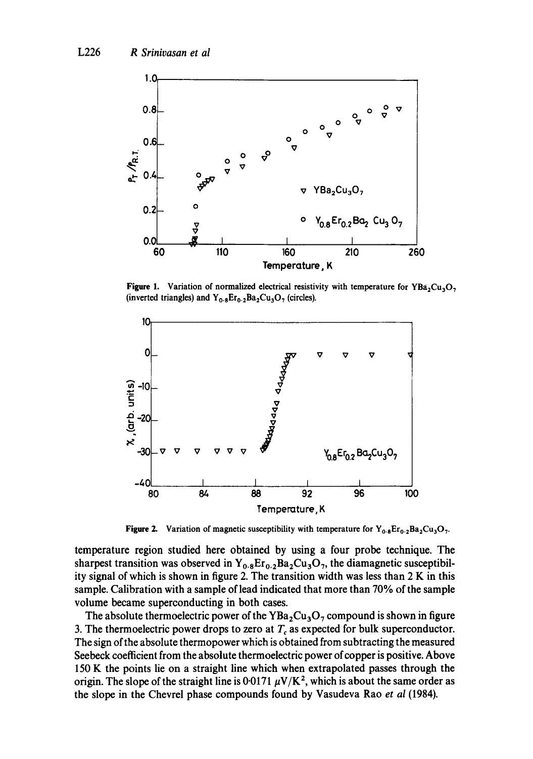Figure 1. Variation of normalized electrical resistivity with temperature for $YBa_2Cu_3O_7$ (inverted triangles) and $Y_{0.8}Er_{0.2}Ba_2Cu_3O_7$ (circles).

Figure 2. Variation of magnetic susceptibility with temperature for $Y_{0.8}Er_{0.2}Ba_2Cu_3O_7$.

temperature region studied here obtained by using a four probe technique. The sharpest transition was observed in $Y_{0.8}Er_{0.2}Ba_2Cu_3O_7$, the diamagnetic susceptibility signal of which is shown in figure 2. The transition width was less than 2 K in this sample. Calibration with a sample of lead indicated that more than 70% of the sample volume became superconducting in both cases.

The absolute thermoelectric power of the $YBa_2Cu_3O_7$ compound is shown in figure 3. The thermoelectric power drops to zero at $T_c$ as expected for bulk superconductor. The sign of the absolute thermopower which is obtained from subtracting the measured Seebeck coefficient from the absolute thermoelectric power of copper is positive. Above 150 K the points lie on a straight line which when extrapolated passes through the origin. The slope of the straight line is 0·0171 $\mu V/K^2$, which is about the same order as the slope in the Chevrel phase compounds found by Vasudeva Rao *et al* (1984).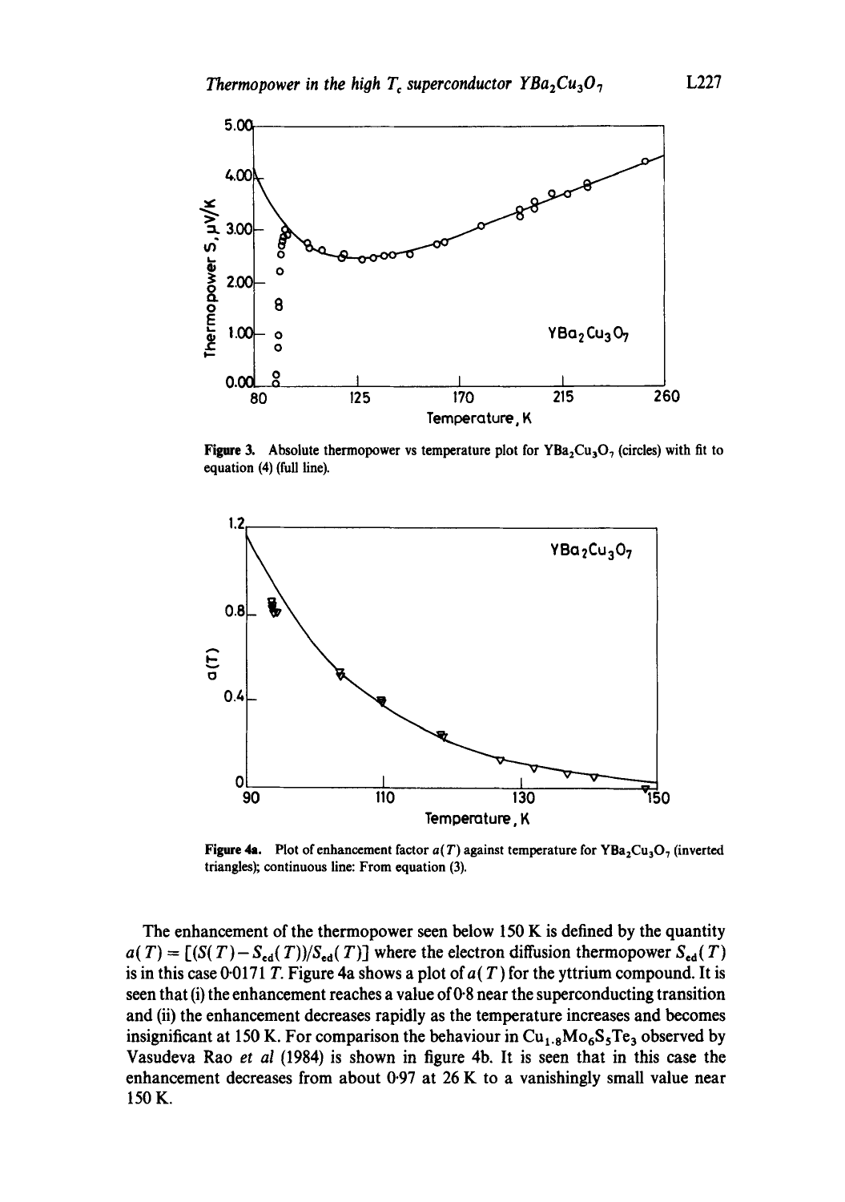Figure 3. Absolute thermopower vs temperature plot for $YBa_2Cu_3O_7$ (circles) with fit to equation (4) (full line).

Figure 4a. Plot of enhancement factor $a(T)$ against temperature for $YBa_2Cu_3O_7$ (inverted triangles); continuous line: From equation (3).

The enhancement of the thermopower seen below 150 K is defined by the quantity $a(T) = [(S(T) - S_{ed}(T))/S_{ed}(T)]$ where the electron diffusion thermopower $S_{ed}(T)$ is in this case $0{\cdot}0171\, T$. Figure 4a shows a plot of $a(T)$ for the yttrium compound. It is seen that (i) the enhancement reaches a value of 0·8 near the superconducting transition and (ii) the enhancement decreases rapidly as the temperature increases and becomes insignificant at 150 K. For comparison the behaviour in $Cu_{1.8}Mo_6S_5Te_3$ observed by Vasudeva Rao *et al* (1984) is shown in figure 4b. It is seen that in this case the enhancement decreases from about 0·97 at 26 K to a vanishingly small value near 150 K.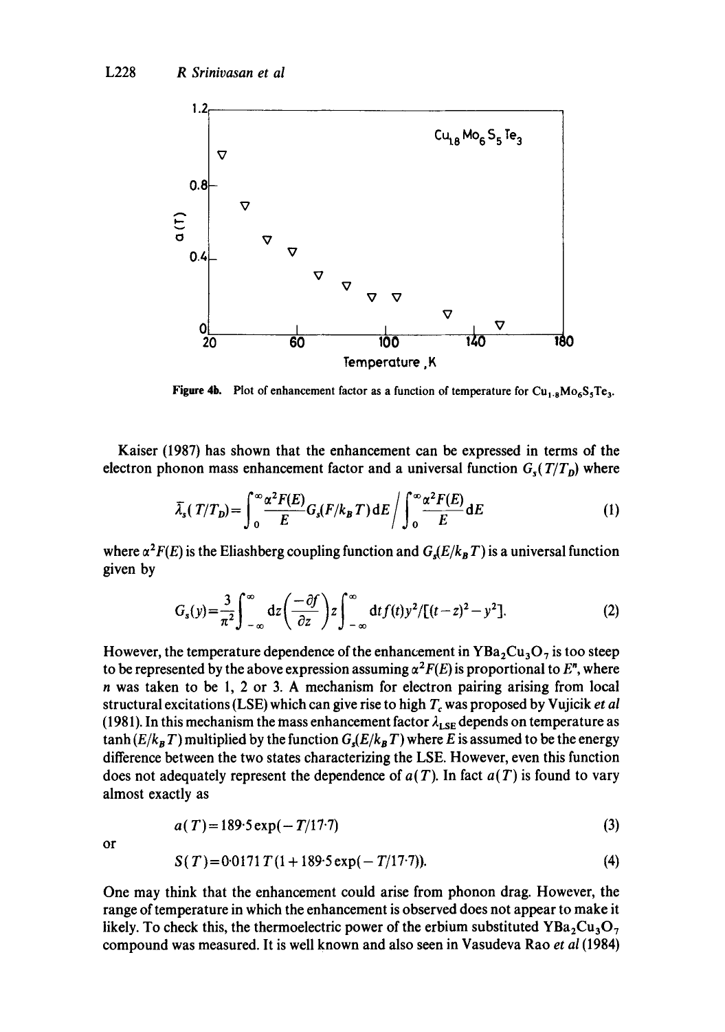**Figure 4b.** Plot of enhancement factor as a function of temperature for $Cu_{1.8}Mo_6S_5Te_3$.

Kaiser (1987) has shown that the enhancement can be expressed in terms of the electron phonon mass enhancement factor and a universal function $G_s(T/T_D)$ where

$$\bar{\lambda}_s(T/T_D) = \int_0^\infty \frac{\alpha^2 F(E)}{E} G_s(F/k_B T)\,dE \bigg/ \int_0^\infty \frac{\alpha^2 F(E)}{E}\,dE \tag{1}$$

where $\alpha^2 F(E)$ is the Eliashberg coupling function and $G_s(E/k_B T)$ is a universal function given by

$$G_s(y) = \frac{3}{\pi^2} \int_{-\infty}^{\infty} dz \left(\frac{-\partial f}{\partial z}\right) z \int_{-\infty}^{\infty} dt\, f(t) y^2 / [(t-z)^2 - y^2]. \tag{2}$$

However, the temperature dependence of the enhancement in $YBa_2Cu_3O_7$ is too steep to be represented by the above expression assuming $\alpha^2 F(E)$ is proportional to $E^n$, where $n$ was taken to be 1, 2 or 3. A mechanism for electron pairing arising from local structural excitations (LSE) which can give rise to high $T_c$ was proposed by Vujicik *et al* (1981). In this mechanism the mass enhancement factor $\lambda_{LSE}$ depends on temperature as $\tanh(E/k_B T)$ multiplied by the function $G_s(E/k_B T)$ where $E$ is assumed to be the energy difference between the two states characterizing the LSE. However, even this function does not adequately represent the dependence of $a(T)$. In fact $a(T)$ is found to vary almost exactly as

$$a(T) = 189{\cdot}5 \exp(-T/17{\cdot}7) \tag{3}$$

or

$$S(T) = 0{\cdot}0171\, T(1 + 189{\cdot}5 \exp(-T/17{\cdot}7)). \tag{4}$$

One may think that the enhancement could arise from phonon drag. However, the range of temperature in which the enhancement is observed does not appear to make it likely. To check this, the thermoelectric power of the erbium substituted $YBa_2Cu_3O_7$ compound was measured. It is well known and also seen in Vasudeva Rao *et al* (1984)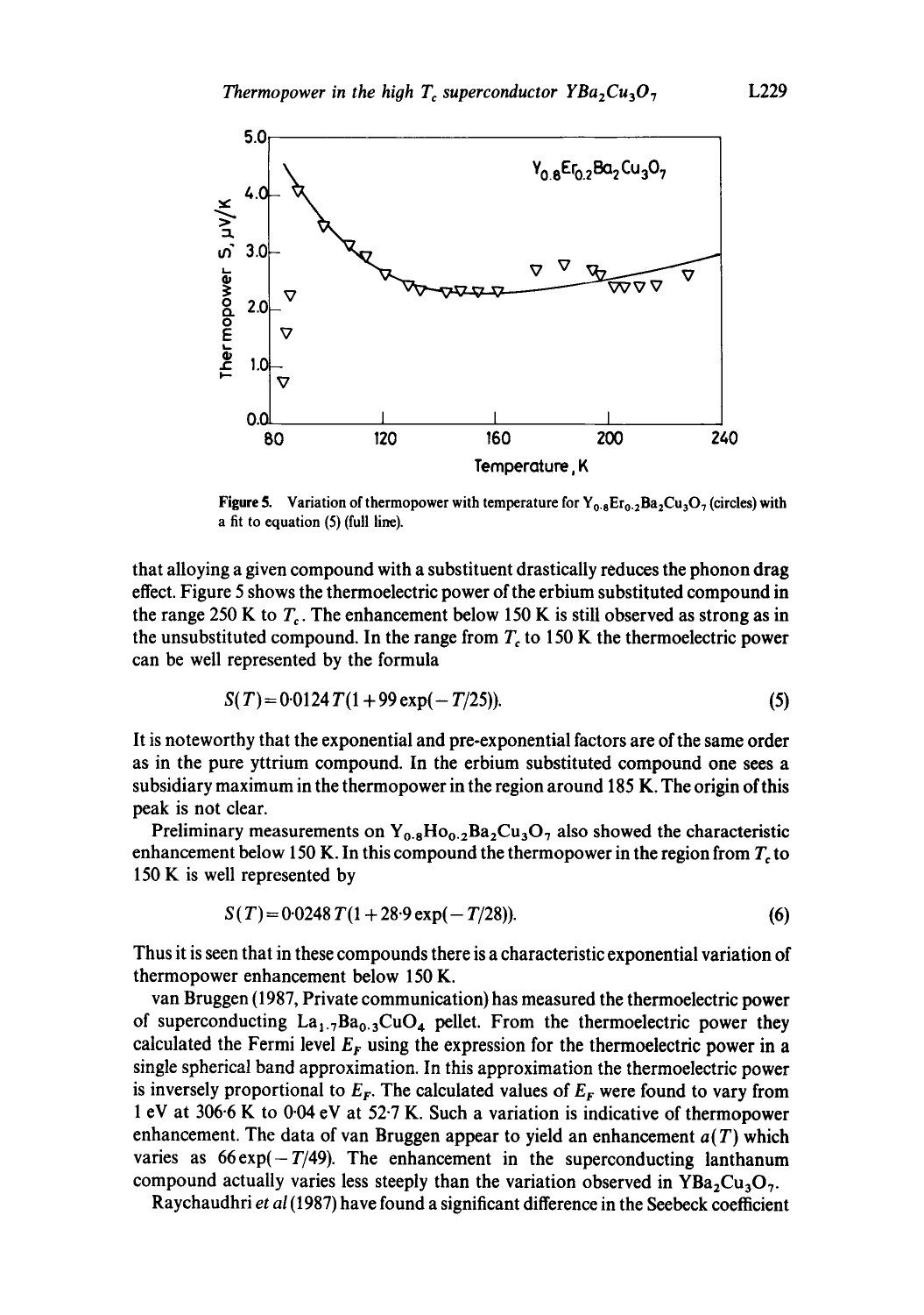**Figure 5.** Variation of thermopower with temperature for $Y_{0.8}Er_{0.2}Ba_2Cu_3O_7$ (circles) with a fit to equation (5) (full line).

that alloying a given compound with a substituent drastically reduces the phonon drag effect. Figure 5 shows the thermoelectric power of the erbium substituted compound in the range 250 K to $T_c$. The enhancement below 150 K is still observed as strong as in the unsubstituted compound. In the range from $T_c$ to 150 K the thermoelectric power can be well represented by the formula

$$S(T) = 0{\cdot}0124\,T(1 + 99\exp(-T/25)). \tag{5}$$

It is noteworthy that the exponential and pre-exponential factors are of the same order as in the pure yttrium compound. In the erbium substituted compound one sees a subsidiary maximum in the thermopower in the region around 185 K. The origin of this peak is not clear.

Preliminary measurements on $Y_{0.8}Ho_{0.2}Ba_2Cu_3O_7$ also showed the characteristic enhancement below 150 K. In this compound the thermopower in the region from $T_c$ to 150 K is well represented by

$$S(T) = 0{\cdot}0248\,T(1 + 28{\cdot}9\exp(-T/28)). \tag{6}$$

Thus it is seen that in these compounds there is a characteristic exponential variation of thermopower enhancement below 150 K.

van Bruggen (1987, Private communication) has measured the thermoelectric power of superconducting $La_{1.7}Ba_{0.3}CuO_4$ pellet. From the thermoelectric power they calculated the Fermi level $E_F$ using the expression for the thermoelectric power in a single spherical band approximation. In this approximation the thermoelectric power is inversely proportional to $E_F$. The calculated values of $E_F$ were found to vary from 1 eV at 306·6 K to 0·04 eV at 52·7 K. Such a variation is indicative of thermopower enhancement. The data of van Bruggen appear to yield an enhancement $a(T)$ which varies as $66\exp(-T/49)$. The enhancement in the superconducting lanthanum compound actually varies less steeply than the variation observed in $YBa_2Cu_3O_7$.

Raychaudhri *et al* (1987) have found a significant difference in the Seebeck coefficient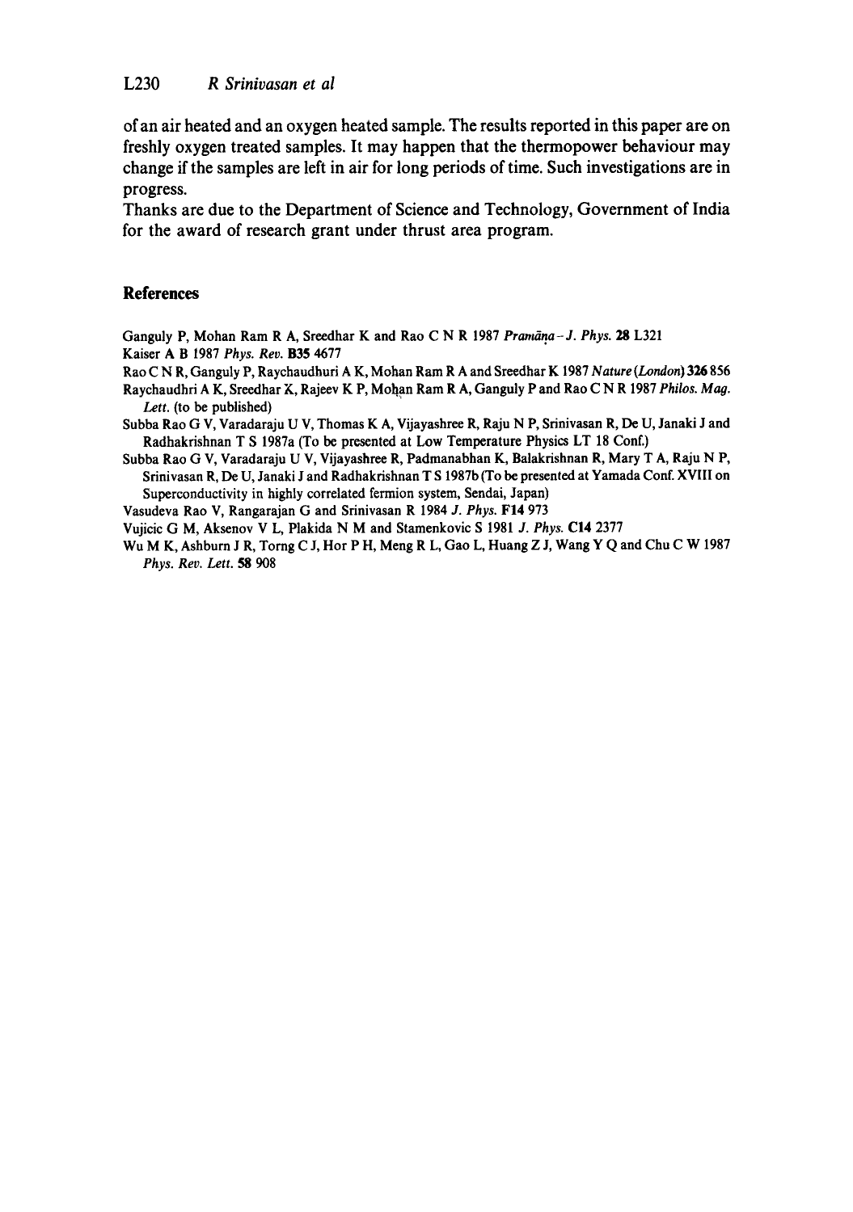of an air heated and an oxygen heated sample. The results reported in this paper are on freshly oxygen treated samples. It may happen that the thermopower behaviour may change if the samples are left in air for long periods of time. Such investigations are in progress.

Thanks are due to the Department of Science and Technology, Government of India for the award of research grant under thrust area program.

## References

Ganguly P, Mohan Ram R A, Sreedhar K and Rao C N R 1987 *Pramāṇa – J. Phys.* **28** L321

Kaiser A B 1987 *Phys. Rev.* **B35** 4677

Rao C N R, Ganguly P, Raychaudhuri A K, Mohan Ram R A and Sreedhar K 1987 *Nature (London)* **326** 856

Raychaudhri A K, Sreedhar K, Rajeev K P, Mohan Ram R A, Ganguly P and Rao C N R 1987 *Philos. Mag. Lett.* (to be published)

Subba Rao G V, Varadaraju U V, Thomas K A, Vijayashree R, Raju N P, Srinivasan R, De U, Janaki J and Radhakrishnan T S 1987a (To be presented at Low Temperature Physics LT 18 Conf.)

Subba Rao G V, Varadaraju U V, Vijayashree R, Padmanabhan K, Balakrishnan R, Mary T A, Raju N P, Srinivasan R, De U, Janaki J and Radhakrishnan T S 1987b (To be presented at Yamada Conf. XVIII on Superconductivity in highly correlated fermion system, Sendai, Japan)

Vasudeva Rao V, Rangarajan G and Srinivasan R 1984 *J. Phys.* **F14** 973

Vujicic G M, Aksenov V L, Plakida N M and Stamenkovic S 1981 *J. Phys.* **C14** 2377

Wu M K, Ashburn J R, Torng C J, Hor P H, Meng R L, Gao L, Huang Z J, Wang Y Q and Chu C W 1987 *Phys. Rev. Lett.* **58** 908